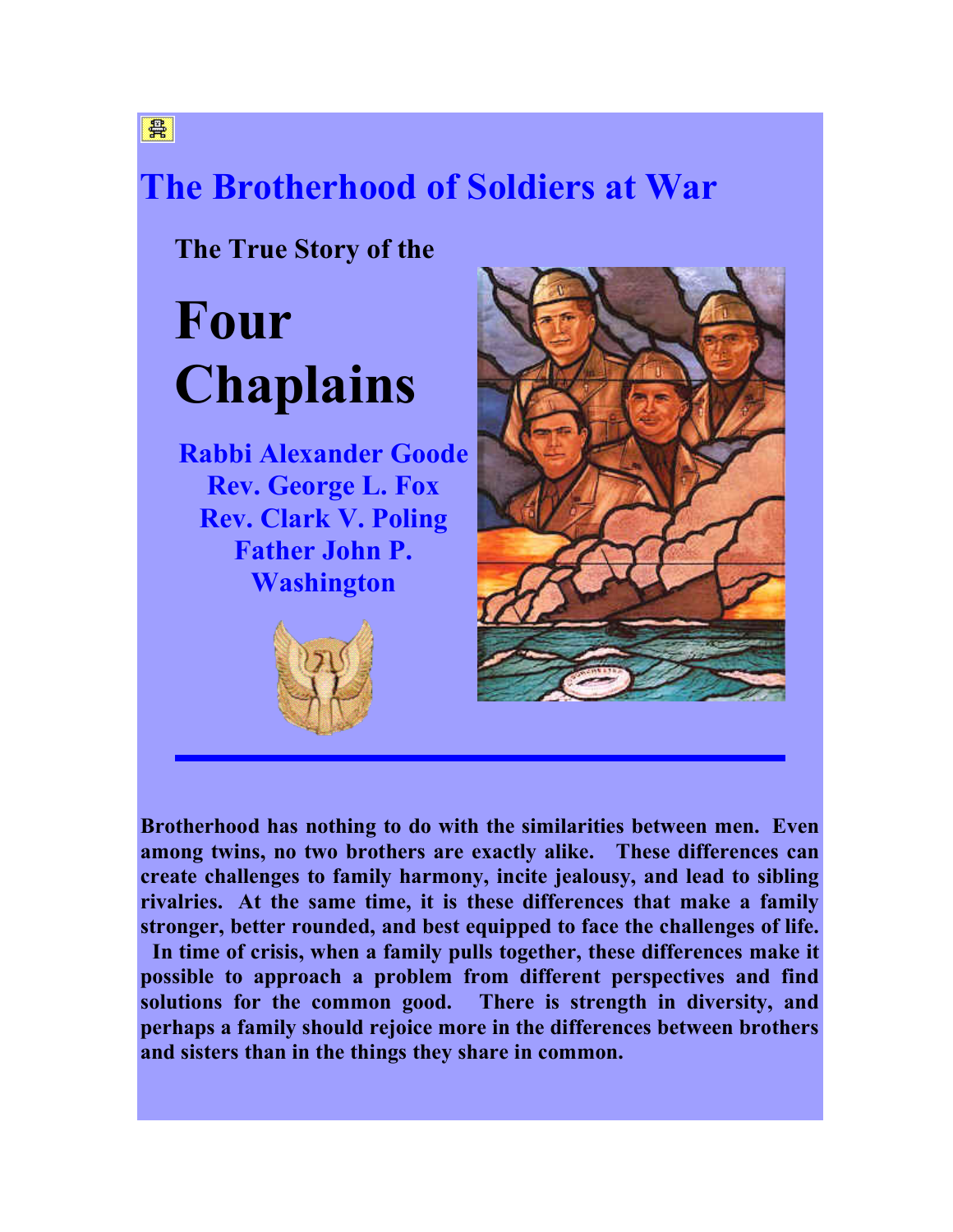# The Brotherhood of Soldiers at War

### The True Story of the

# Four Chaplains

**Rabbi Alexander Goode**
**Rev. George L. Fox**
**Rev. Clark V. Poling**
**Father John P. Washington**

---

**Brotherhood has nothing to do with the similarities between men. Even among twins, no two brothers are exactly alike. These differences can create challenges to family harmony, incite jealousy, and lead to sibling rivalries. At the same time, it is these differences that make a family stronger, better rounded, and best equipped to face the challenges of life. In time of crisis, when a family pulls together, these differences make it possible to approach a problem from different perspectives and find solutions for the common good. There is strength in diversity, and perhaps a family should rejoice more in the differences between brothers and sisters than in the things they share in common.**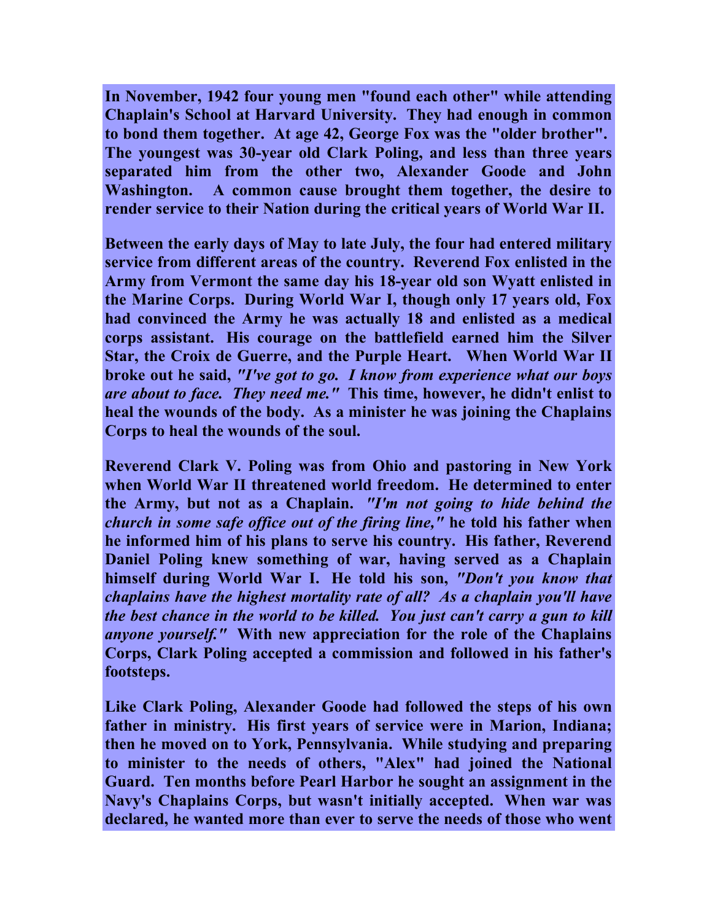**In November, 1942 four young men "found each other" while attending Chaplain's School at Harvard University. They had enough in common to bond them together. At age 42, George Fox was the "older brother". The youngest was 30-year old Clark Poling, and less than three years separated him from the other two, Alexander Goode and John Washington. A common cause brought them together, the desire to render service to their Nation during the critical years of World War II.**

**Between the early days of May to late July, the four had entered military service from different areas of the country. Reverend Fox enlisted in the Army from Vermont the same day his 18-year old son Wyatt enlisted in the Marine Corps. During World War I, though only 17 years old, Fox had convinced the Army he was actually 18 and enlisted as a medical corps assistant. His courage on the battlefield earned him the Silver Star, the Croix de Guerre, and the Purple Heart. When World War II broke out he said, *"I've got to go. I know from experience what our boys are about to face. They need me."* This time, however, he didn't enlist to heal the wounds of the body. As a minister he was joining the Chaplains Corps to heal the wounds of the soul.**

**Reverend Clark V. Poling was from Ohio and pastoring in New York when World War II threatened world freedom. He determined to enter the Army, but not as a Chaplain. *"I'm not going to hide behind the church in some safe office out of the firing line,"* he told his father when he informed him of his plans to serve his country. His father, Reverend Daniel Poling knew something of war, having served as a Chaplain himself during World War I. He told his son, *"Don't you know that chaplains have the highest mortality rate of all? As a chaplain you'll have the best chance in the world to be killed. You just can't carry a gun to kill anyone yourself."* With new appreciation for the role of the Chaplains Corps, Clark Poling accepted a commission and followed in his father's footsteps.**

**Like Clark Poling, Alexander Goode had followed the steps of his own father in ministry. His first years of service were in Marion, Indiana; then he moved on to York, Pennsylvania. While studying and preparing to minister to the needs of others, "Alex" had joined the National Guard. Ten months before Pearl Harbor he sought an assignment in the Navy's Chaplains Corps, but wasn't initially accepted. When war was declared, he wanted more than ever to serve the needs of those who went**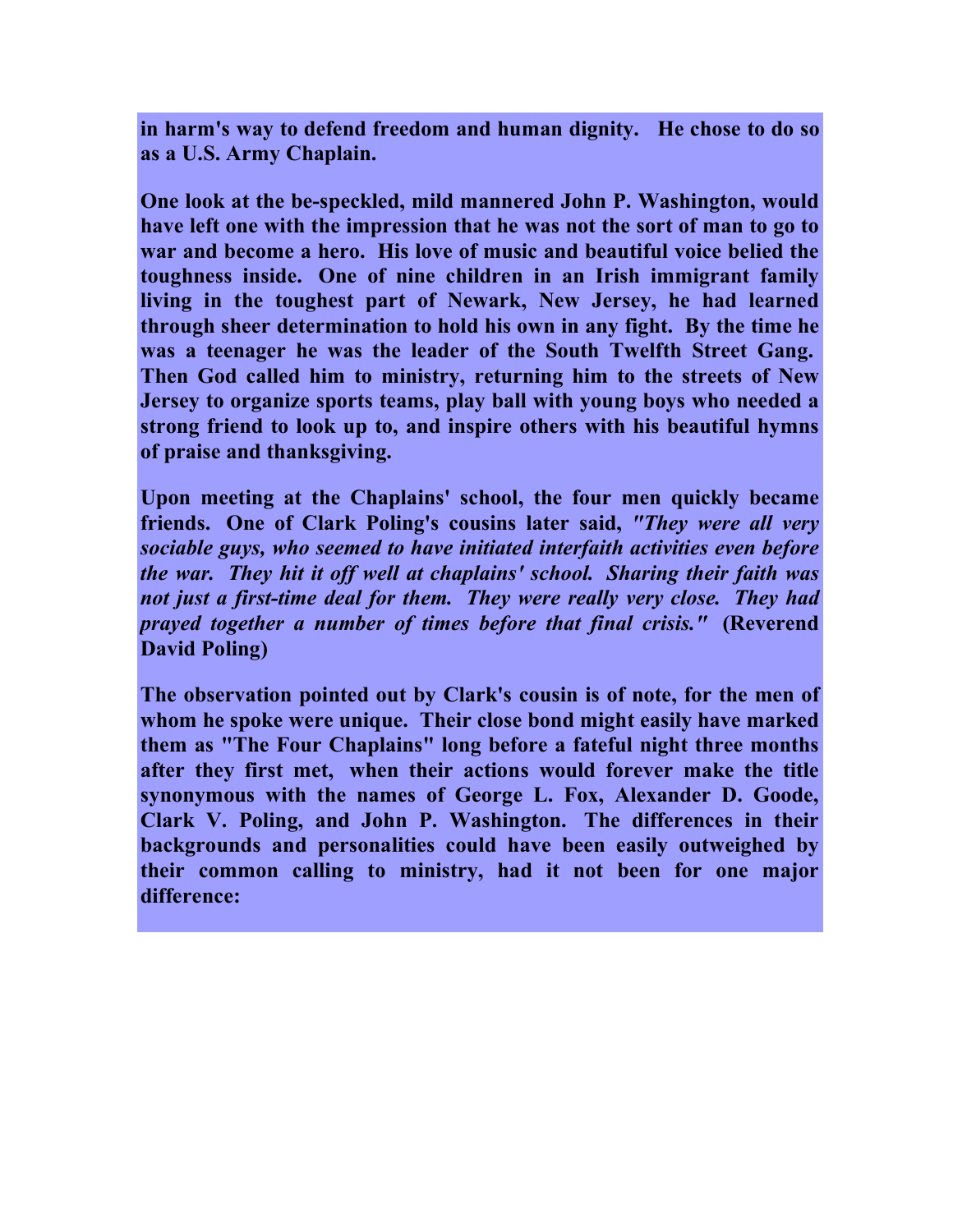**in harm's way to defend freedom and human dignity. He chose to do so as a U.S. Army Chaplain.**

**One look at the be-speckled, mild mannered John P. Washington, would have left one with the impression that he was not the sort of man to go to war and become a hero. His love of music and beautiful voice belied the toughness inside. One of nine children in an Irish immigrant family living in the toughest part of Newark, New Jersey, he had learned through sheer determination to hold his own in any fight. By the time he was a teenager he was the leader of the South Twelfth Street Gang. Then God called him to ministry, returning him to the streets of New Jersey to organize sports teams, play ball with young boys who needed a strong friend to look up to, and inspire others with his beautiful hymns of praise and thanksgiving.**

**Upon meeting at the Chaplains' school, the four men quickly became friends. One of Clark Poling's cousins later said,** ***"They were all very sociable guys, who seemed to have initiated interfaith activities even before the war. They hit it off well at chaplains' school. Sharing their faith was not just a first-time deal for them. They were really very close. They had prayed together a number of times before that final crisis."*** **(Reverend David Poling)**

**The observation pointed out by Clark's cousin is of note, for the men of whom he spoke were unique. Their close bond might easily have marked them as "The Four Chaplains" long before a fateful night three months after they first met, when their actions would forever make the title synonymous with the names of George L. Fox, Alexander D. Goode, Clark V. Poling, and John P. Washington. The differences in their backgrounds and personalities could have been easily outweighed by their common calling to ministry, had it not been for one major difference:**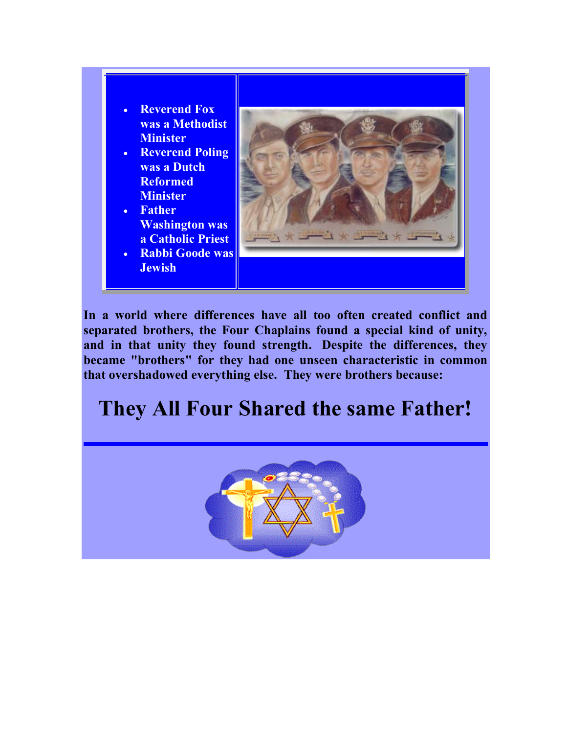- **Reverend Fox was a Methodist Minister**
- **Reverend Poling was a Dutch Reformed Minister**
- **Father Washington was a Catholic Priest**
- **Rabbi Goode was Jewish**

**In a world where differences have all too often created conflict and separated brothers, the Four Chaplains found a special kind of unity, and in that unity they found strength. Despite the differences, they became "brothers" for they had one unseen characteristic in common that overshadowed everything else. They were brothers because:**

# They All Four Shared the same Father!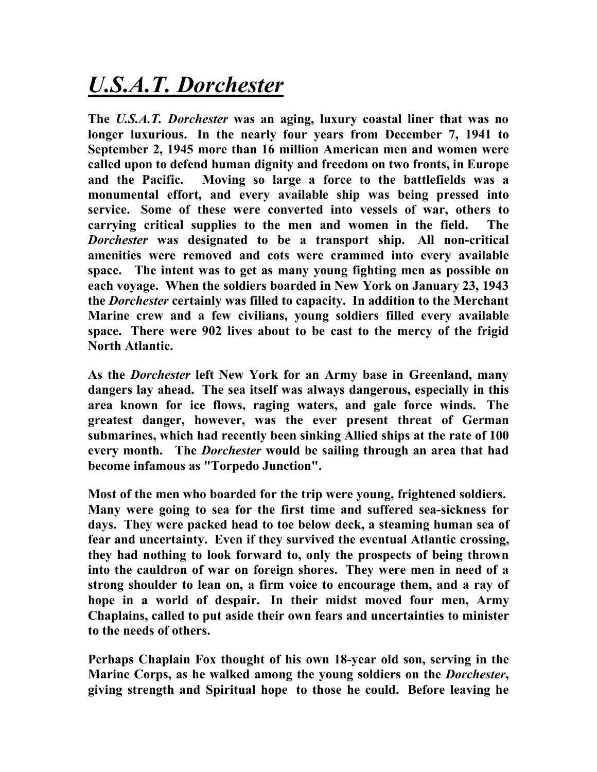# *U.S.A.T. Dorchester*

**The *U.S.A.T. Dorchester* was an aging, luxury coastal liner that was no longer luxurious. In the nearly four years from December 7, 1941 to September 2, 1945 more than 16 million American men and women were called upon to defend human dignity and freedom on two fronts, in Europe and the Pacific. Moving so large a force to the battlefields was a monumental effort, and every available ship was being pressed into service. Some of these were converted into vessels of war, others to carrying critical supplies to the men and women in the field. The *Dorchester* was designated to be a transport ship. All non-critical amenities were removed and cots were crammed into every available space. The intent was to get as many young fighting men as possible on each voyage. When the soldiers boarded in New York on January 23, 1943 the *Dorchester* certainly was filled to capacity. In addition to the Merchant Marine crew and a few civilians, young soldiers filled every available space. There were 902 lives about to be cast to the mercy of the frigid North Atlantic.**

**As the *Dorchester* left New York for an Army base in Greenland, many dangers lay ahead. The sea itself was always dangerous, especially in this area known for ice flows, raging waters, and gale force winds. The greatest danger, however, was the ever present threat of German submarines, which had recently been sinking Allied ships at the rate of 100 every month. The *Dorchester* would be sailing through an area that had become infamous as "Torpedo Junction".**

**Most of the men who boarded for the trip were young, frightened soldiers. Many were going to sea for the first time and suffered sea-sickness for days. They were packed head to toe below deck, a steaming human sea of fear and uncertainty. Even if they survived the eventual Atlantic crossing, they had nothing to look forward to, only the prospects of being thrown into the cauldron of war on foreign shores. They were men in need of a strong shoulder to lean on, a firm voice to encourage them, and a ray of hope in a world of despair. In their midst moved four men, Army Chaplains, called to put aside their own fears and uncertainties to minister to the needs of others.**

**Perhaps Chaplain Fox thought of his own 18-year old son, serving in the Marine Corps, as he walked among the young soldiers on the *Dorchester*, giving strength and Spiritual hope to those he could. Before leaving he**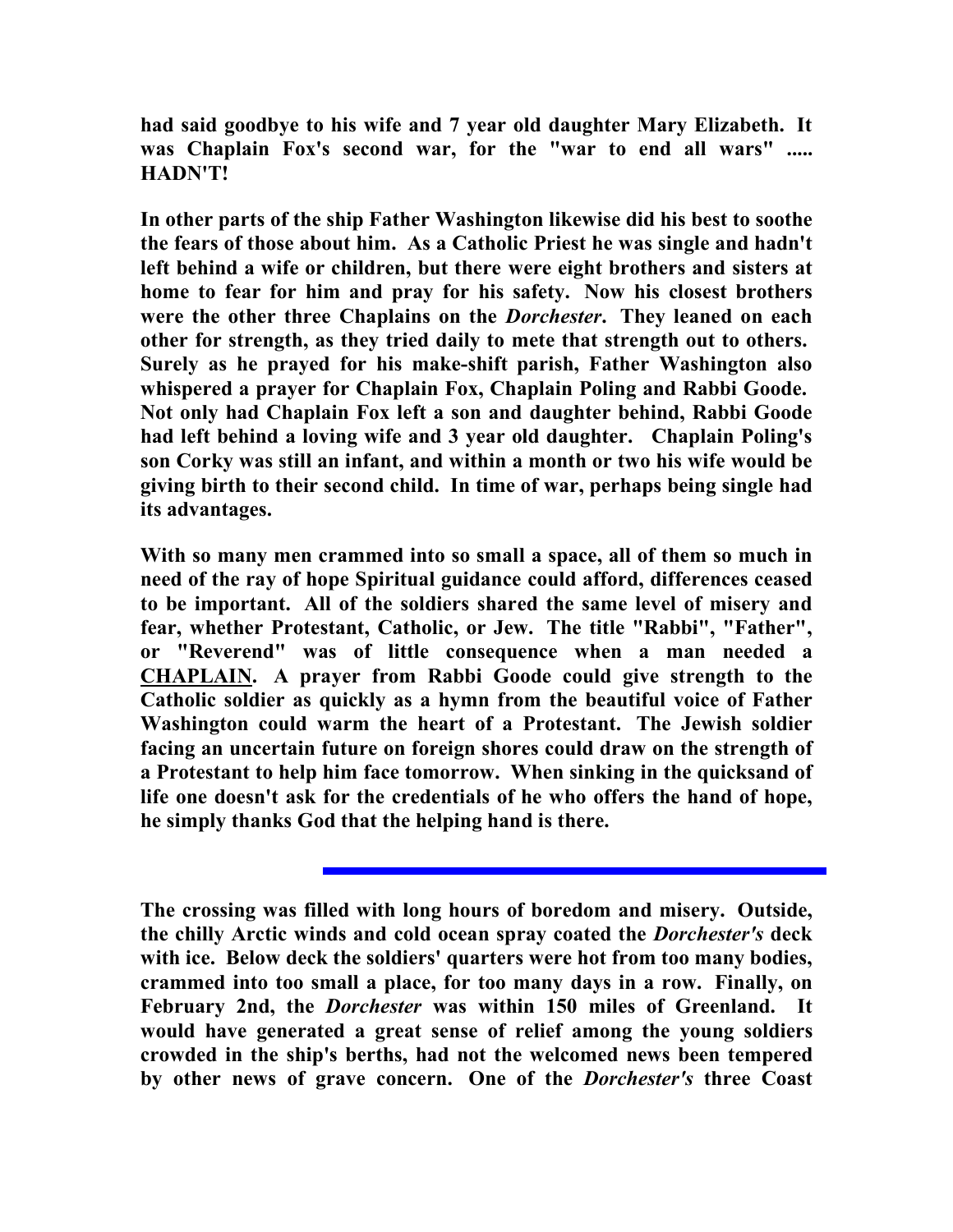**had said goodbye to his wife and 7 year old daughter Mary Elizabeth. It was Chaplain Fox's second war, for the "war to end all wars" ..... HADN'T!**

**In other parts of the ship Father Washington likewise did his best to soothe the fears of those about him. As a Catholic Priest he was single and hadn't left behind a wife or children, but there were eight brothers and sisters at home to fear for him and pray for his safety. Now his closest brothers were the other three Chaplains on the *Dorchester*. They leaned on each other for strength, as they tried daily to mete that strength out to others. Surely as he prayed for his make-shift parish, Father Washington also whispered a prayer for Chaplain Fox, Chaplain Poling and Rabbi Goode. Not only had Chaplain Fox left a son and daughter behind, Rabbi Goode had left behind a loving wife and 3 year old daughter. Chaplain Poling's son Corky was still an infant, and within a month or two his wife would be giving birth to their second child. In time of war, perhaps being single had its advantages.**

**With so many men crammed into so small a space, all of them so much in need of the ray of hope Spiritual guidance could afford, differences ceased to be important. All of the soldiers shared the same level of misery and fear, whether Protestant, Catholic, or Jew. The title "Rabbi", "Father", or "Reverend" was of little consequence when a man needed a <u>CHAPLAIN</u>. A prayer from Rabbi Goode could give strength to the Catholic soldier as quickly as a hymn from the beautiful voice of Father Washington could warm the heart of a Protestant. The Jewish soldier facing an uncertain future on foreign shores could draw on the strength of a Protestant to help him face tomorrow. When sinking in the quicksand of life one doesn't ask for the credentials of he who offers the hand of hope, he simply thanks God that the helping hand is there.**

---

**The crossing was filled with long hours of boredom and misery. Outside, the chilly Arctic winds and cold ocean spray coated the *Dorchester's* deck with ice. Below deck the soldiers' quarters were hot from too many bodies, crammed into too small a place, for too many days in a row. Finally, on February 2nd, the *Dorchester* was within 150 miles of Greenland. It would have generated a great sense of relief among the young soldiers crowded in the ship's berths, had not the welcomed news been tempered by other news of grave concern. One of the *Dorchester's* three Coast**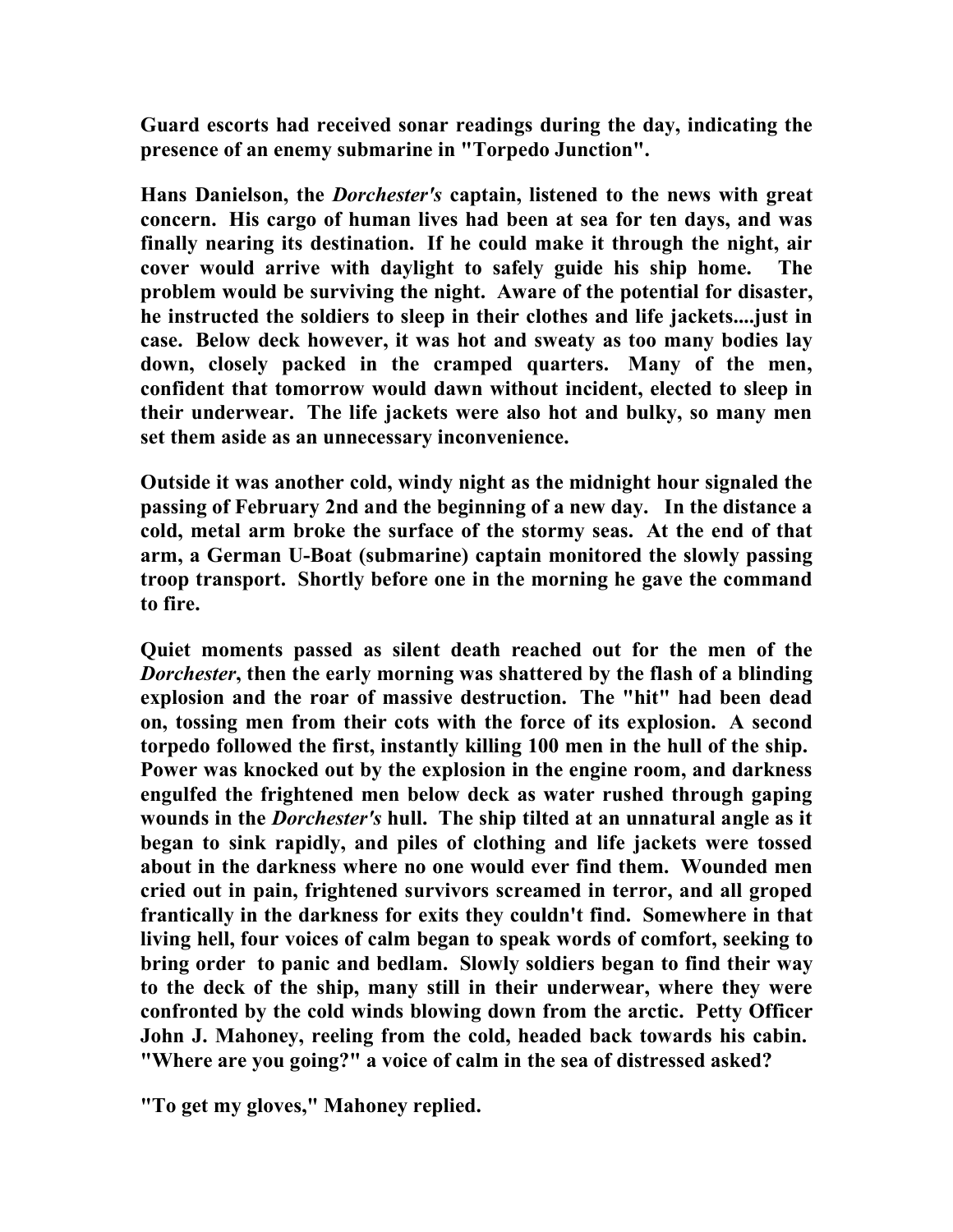**Guard escorts had received sonar readings during the day, indicating the presence of an enemy submarine in "Torpedo Junction".**

**Hans Danielson, the *Dorchester's* captain, listened to the news with great concern. His cargo of human lives had been at sea for ten days, and was finally nearing its destination. If he could make it through the night, air cover would arrive with daylight to safely guide his ship home. The problem would be surviving the night. Aware of the potential for disaster, he instructed the soldiers to sleep in their clothes and life jackets....just in case. Below deck however, it was hot and sweaty as too many bodies lay down, closely packed in the cramped quarters. Many of the men, confident that tomorrow would dawn without incident, elected to sleep in their underwear. The life jackets were also hot and bulky, so many men set them aside as an unnecessary inconvenience.**

**Outside it was another cold, windy night as the midnight hour signaled the passing of February 2nd and the beginning of a new day. In the distance a cold, metal arm broke the surface of the stormy seas. At the end of that arm, a German U-Boat (submarine) captain monitored the slowly passing troop transport. Shortly before one in the morning he gave the command to fire.**

**Quiet moments passed as silent death reached out for the men of the *Dorchester*, then the early morning was shattered by the flash of a blinding explosion and the roar of massive destruction. The "hit" had been dead on, tossing men from their cots with the force of its explosion. A second torpedo followed the first, instantly killing 100 men in the hull of the ship. Power was knocked out by the explosion in the engine room, and darkness engulfed the frightened men below deck as water rushed through gaping wounds in the *Dorchester's* hull. The ship tilted at an unnatural angle as it began to sink rapidly, and piles of clothing and life jackets were tossed about in the darkness where no one would ever find them. Wounded men cried out in pain, frightened survivors screamed in terror, and all groped frantically in the darkness for exits they couldn't find. Somewhere in that living hell, four voices of calm began to speak words of comfort, seeking to bring order to panic and bedlam. Slowly soldiers began to find their way to the deck of the ship, many still in their underwear, where they were confronted by the cold winds blowing down from the arctic. Petty Officer John J. Mahoney, reeling from the cold, headed back towards his cabin. "Where are you going?" a voice of calm in the sea of distressed asked?**

**"To get my gloves," Mahoney replied.**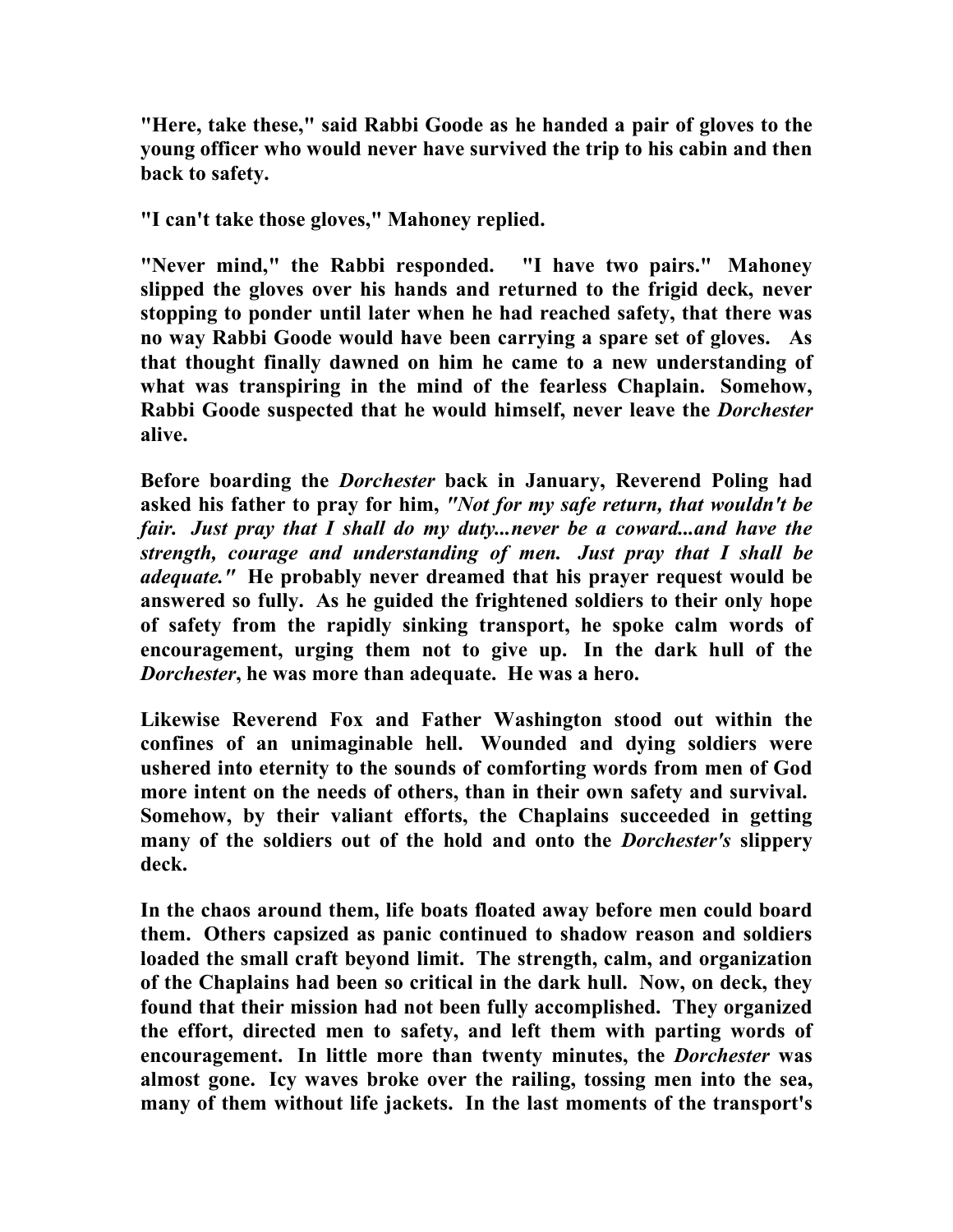**"Here, take these," said Rabbi Goode as he handed a pair of gloves to the young officer who would never have survived the trip to his cabin and then back to safety.**

**"I can't take those gloves," Mahoney replied.**

**"Never mind," the Rabbi responded. "I have two pairs." Mahoney slipped the gloves over his hands and returned to the frigid deck, never stopping to ponder until later when he had reached safety, that there was no way Rabbi Goode would have been carrying a spare set of gloves. As that thought finally dawned on him he came to a new understanding of what was transpiring in the mind of the fearless Chaplain. Somehow, Rabbi Goode suspected that he would himself, never leave the *Dorchester* alive.**

**Before boarding the *Dorchester* back in January, Reverend Poling had asked his father to pray for him, *"Not for my safe return, that wouldn't be fair. Just pray that I shall do my duty...never be a coward...and have the strength, courage and understanding of men. Just pray that I shall be adequate."* He probably never dreamed that his prayer request would be answered so fully. As he guided the frightened soldiers to their only hope of safety from the rapidly sinking transport, he spoke calm words of encouragement, urging them not to give up. In the dark hull of the *Dorchester*, he was more than adequate. He was a hero.**

**Likewise Reverend Fox and Father Washington stood out within the confines of an unimaginable hell. Wounded and dying soldiers were ushered into eternity to the sounds of comforting words from men of God more intent on the needs of others, than in their own safety and survival. Somehow, by their valiant efforts, the Chaplains succeeded in getting many of the soldiers out of the hold and onto the *Dorchester's* slippery deck.**

**In the chaos around them, life boats floated away before men could board them. Others capsized as panic continued to shadow reason and soldiers loaded the small craft beyond limit. The strength, calm, and organization of the Chaplains had been so critical in the dark hull. Now, on deck, they found that their mission had not been fully accomplished. They organized the effort, directed men to safety, and left them with parting words of encouragement. In little more than twenty minutes, the *Dorchester* was almost gone. Icy waves broke over the railing, tossing men into the sea, many of them without life jackets. In the last moments of the transport's**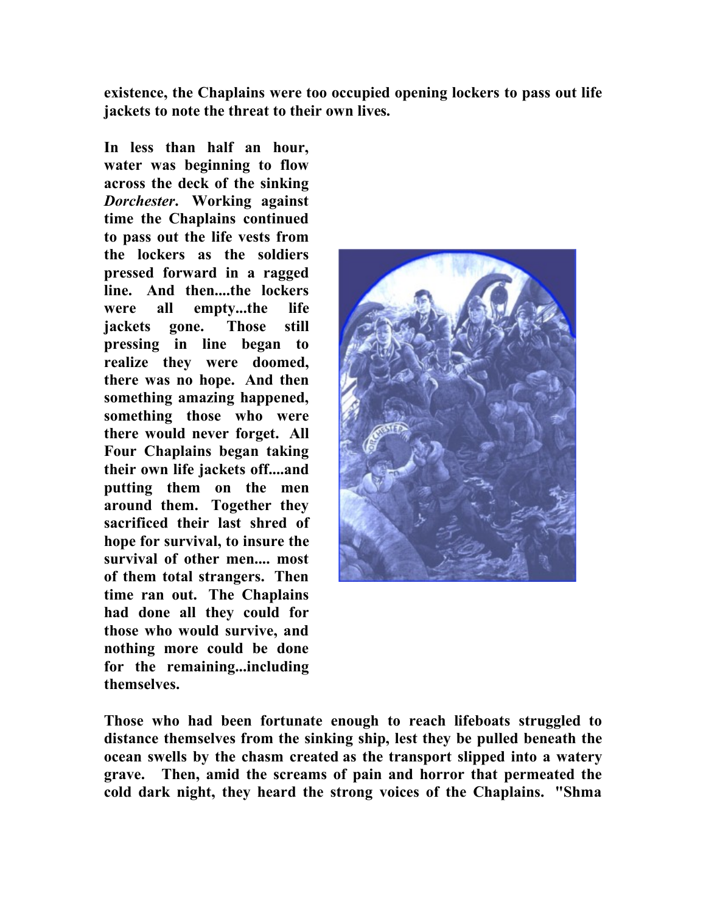**existence, the Chaplains were too occupied opening lockers to pass out life jackets to note the threat to their own lives.**

**In less than half an hour, water was beginning to flow across the deck of the sinking *Dorchester*. Working against time the Chaplains continued to pass out the life vests from the lockers as the soldiers pressed forward in a ragged line. And then....the lockers were all empty...the life jackets gone. Those still pressing in line began to realize they were doomed, there was no hope. And then something amazing happened, something those who were there would never forget. All Four Chaplains began taking their own life jackets off....and putting them on the men around them. Together they sacrificed their last shred of hope for survival, to insure the survival of other men.... most of them total strangers. Then time ran out. The Chaplains had done all they could for those who would survive, and nothing more could be done for the remaining...including themselves.**

**Those who had been fortunate enough to reach lifeboats struggled to distance themselves from the sinking ship, lest they be pulled beneath the ocean swells by the chasm created as the transport slipped into a watery grave. Then, amid the screams of pain and horror that permeated the cold dark night, they heard the strong voices of the Chaplains. "Shma**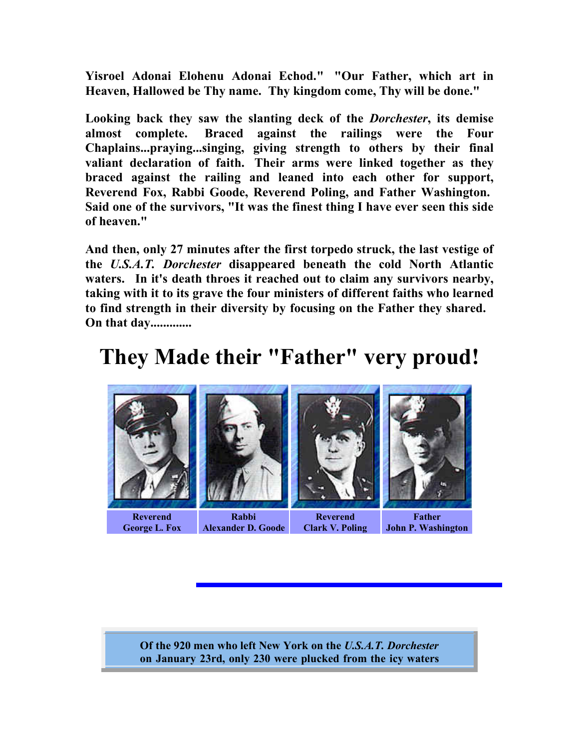**Yisroel Adonai Elohenu Adonai Echod." "Our Father, which art in Heaven, Hallowed be Thy name. Thy kingdom come, Thy will be done."**

**Looking back they saw the slanting deck of the *Dorchester*, its demise almost complete. Braced against the railings were the Four Chaplains...praying...singing, giving strength to others by their final valiant declaration of faith. Their arms were linked together as they braced against the railing and leaned into each other for support, Reverend Fox, Rabbi Goode, Reverend Poling, and Father Washington. Said one of the survivors, "It was the finest thing I have ever seen this side of heaven."**

**And then, only 27 minutes after the first torpedo struck, the last vestige of the *U.S.A.T. Dorchester* disappeared beneath the cold North Atlantic waters. In it's death throes it reached out to claim any survivors nearby, taking with it to its grave the four ministers of different faiths who learned to find strength in their diversity by focusing on the Father they shared. On that day............**

# They Made their "Father" very proud!

| Reverend George L. Fox | Rabbi Alexander D. Goode | Reverend Clark V. Poling | Father John P. Washington |
| --- | --- | --- | --- |

**Of the 920 men who left New York on the *U.S.A.T. Dorchester* on January 23rd, only 230 were plucked from the icy waters**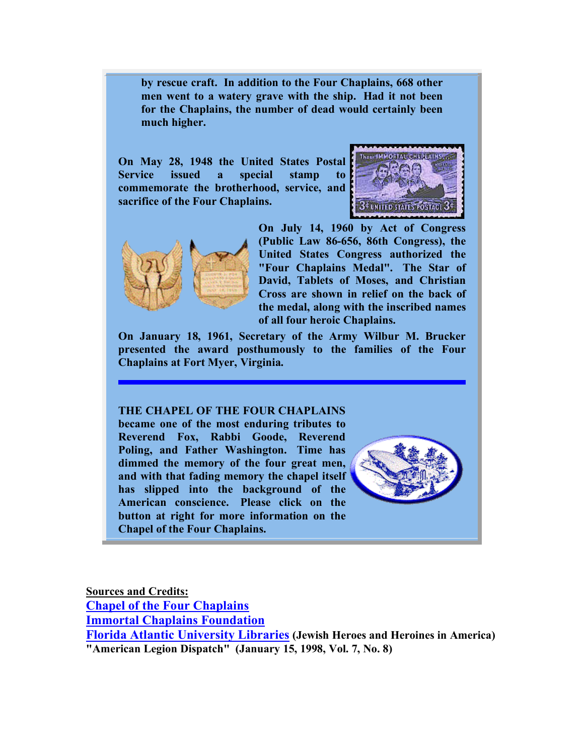**by rescue craft. In addition to the Four Chaplains, 668 other men went to a watery grave with the ship. Had it not been for the Chaplains, the number of dead would certainly been much higher.**

**On May 28, 1948 the United States Postal Service issued a special stamp to commemorate the brotherhood, service, and sacrifice of the Four Chaplains.**

**On July 14, 1960 by Act of Congress (Public Law 86-656, 86th Congress), the United States Congress authorized the "Four Chaplains Medal". The Star of David, Tablets of Moses, and Christian Cross are shown in relief on the back of the medal, along with the inscribed names of all four heroic Chaplains.**

**On January 18, 1961, Secretary of the Army Wilbur M. Brucker presented the award posthumously to the families of the Four Chaplains at Fort Myer, Virginia.**

---

**THE CHAPEL OF THE FOUR CHAPLAINS became one of the most enduring tributes to Reverend Fox, Rabbi Goode, Reverend Poling, and Father Washington. Time has dimmed the memory of the four great men, and with that fading memory the chapel itself has slipped into the background of the American conscience. Please click on the button at right for more information on the Chapel of the Four Chaplains.**

**Sources and Credits:**
Chapel of the Four Chaplains
Immortal Chaplains Foundation
Florida Atlantic University Libraries **(Jewish Heroes and Heroines in America)**
**"American Legion Dispatch" (January 15, 1998, Vol. 7, No. 8)**